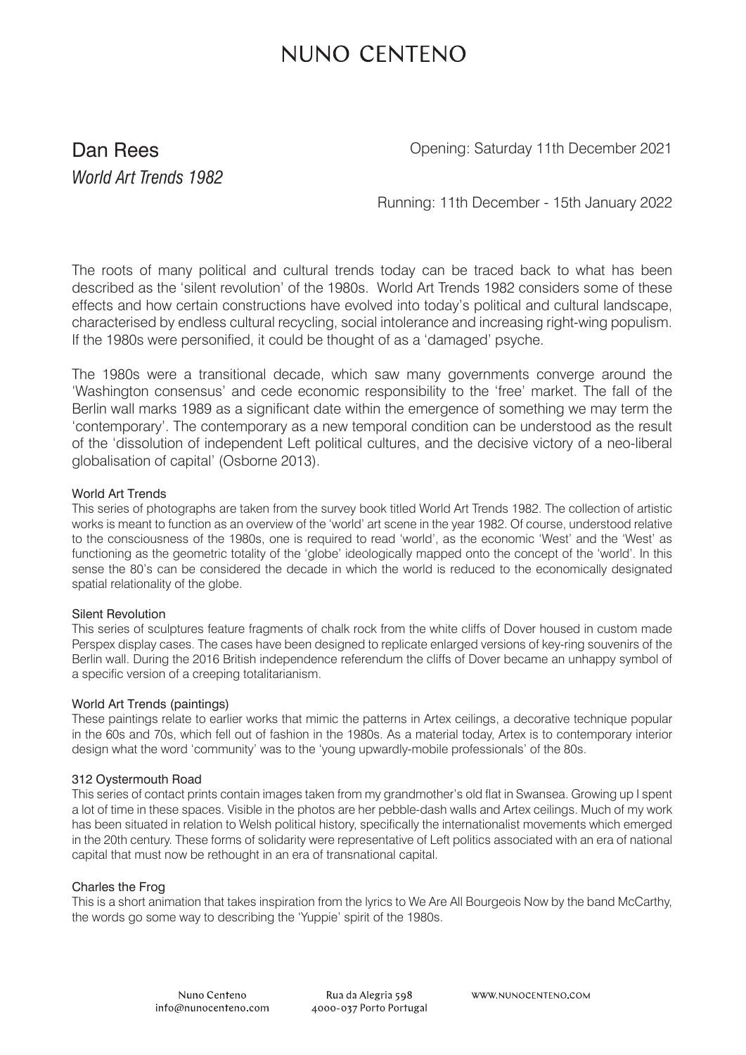# NUNO CENTENO

## Dan Rees

*World Art Trends 1982*

Opening: Saturday 11th December 2021

Running: 11th December - 15th January 2022

The roots of many political and cultural trends today can be traced back to what has been described as the 'silent revolution' of the 1980s. World Art Trends 1982 considers some of these effects and how certain constructions have evolved into today's political and cultural landscape, characterised by endless cultural recycling, social intolerance and increasing right-wing populism. If the 1980s were personified, it could be thought of as a 'damaged' psyche.

The 1980s were a transitional decade, which saw many governments converge around the 'Washington consensus' and cede economic responsibility to the 'free' market. The fall of the Berlin wall marks 1989 as a significant date within the emergence of something we may term the 'contemporary'. The contemporary as a new temporal condition can be understood as the result of the 'dissolution of independent Left political cultures, and the decisive victory of a neo-liberal globalisation of capital' (Osborne 2013).

### World Art Trends

This series of photographs are taken from the survey book titled World Art Trends 1982. The collection of artistic works is meant to function as an overview of the 'world' art scene in the year 1982. Of course, understood relative to the consciousness of the 1980s, one is required to read 'world', as the economic 'West' and the 'West' as functioning as the geometric totality of the 'globe' ideologically mapped onto the concept of the 'world'. In this sense the 80's can be considered the decade in which the world is reduced to the economically designated spatial relationality of the globe.

### Silent Revolution

This series of sculptures feature fragments of chalk rock from the white cliffs of Dover housed in custom made Perspex display cases. The cases have been designed to replicate enlarged versions of key-ring souvenirs of the Berlin wall. During the 2016 British independence referendum the cliffs of Dover became an unhappy symbol of a specific version of a creeping totalitarianism.

### World Art Trends (paintings)

These paintings relate to earlier works that mimic the patterns in Artex ceilings, a decorative technique popular in the 60s and 70s, which fell out of fashion in the 1980s. As a material today, Artex is to contemporary interior design what the word 'community' was to the 'young upwardly-mobile professionals' of the 80s.

### 312 Oystermouth Road

This series of contact prints contain images taken from my grandmother's old flat in Swansea. Growing up I spent a lot of time in these spaces. Visible in the photos are her pebble-dash walls and Artex ceilings. Much of my work has been situated in relation to Welsh political history, specifically the internationalist movements which emerged in the 20th century. These forms of solidarity were representative of Left politics associated with an era of national capital that must now be rethought in an era of transnational capital.

### Charles the Frog

This is a short animation that takes inspiration from the lyrics to We Are All Bourgeois Now by the band McCarthy, the words go some way to describing the 'Yuppie' spirit of the 1980s.

Nuno Centeno
info@nunocenteno.com

Rua da Alegria 598
4000-037 Porto Portugal

WWW.NUNOCENTENO.COM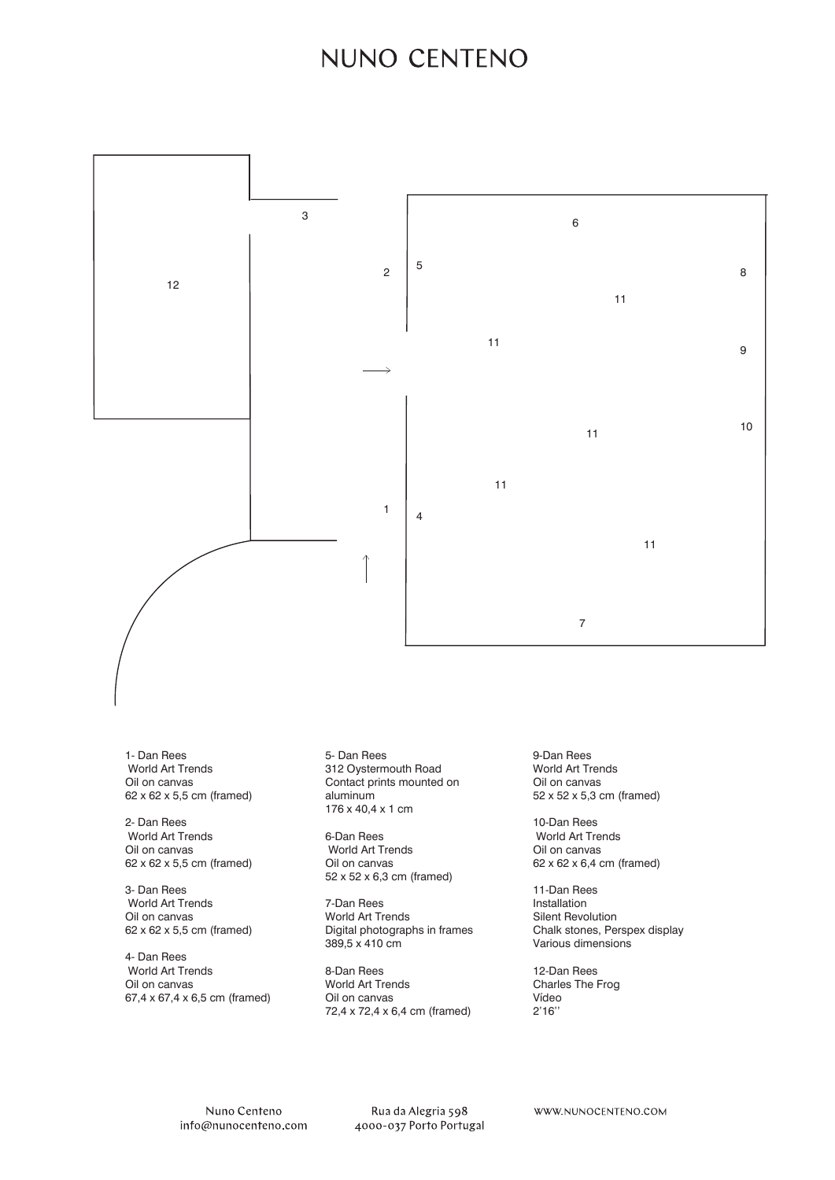# NUNO CENTENO

3

12

2

5

6

8

11

11

9

10

11

11

1

4

11

7

1- Dan Rees
World Art Trends
Oil on canvas
62 x 62 x 5,5 cm (framed)

2- Dan Rees
World Art Trends
Oil on canvas
62 x 62 x 5,5 cm (framed)

3- Dan Rees
World Art Trends
Oil on canvas
62 x 62 x 5,5 cm (framed)

4- Dan Rees
World Art Trends
Oil on canvas
67,4 x 67,4 x 6,5 cm (framed)

5- Dan Rees
312 Oystermouth Road
Contact prints mounted on aluminum
176 x 40,4 x 1 cm

6-Dan Rees
World Art Trends
Oil on canvas
52 x 52 x 6,3 cm (framed)

7-Dan Rees
World Art Trends
Digital photographs in frames
389,5 x 410 cm

8-Dan Rees
World Art Trends
Oil on canvas
72,4 x 72,4 x 6,4 cm (framed)

9-Dan Rees
World Art Trends
Oil on canvas
52 x 52 x 5,3 cm (framed)

10-Dan Rees
World Art Trends
Oil on canvas
62 x 62 x 6,4 cm (framed)

11-Dan Rees
Installation
Silent Revolution
Chalk stones, Perspex display
Various dimensions

12-Dan Rees
Charles The Frog
Vídeo
2'16''

Nuno Centeno
info@nunocenteno.com

Rua da Alegria 598
4000-037 Porto Portugal

WWW.NUNOCENTENO.COM